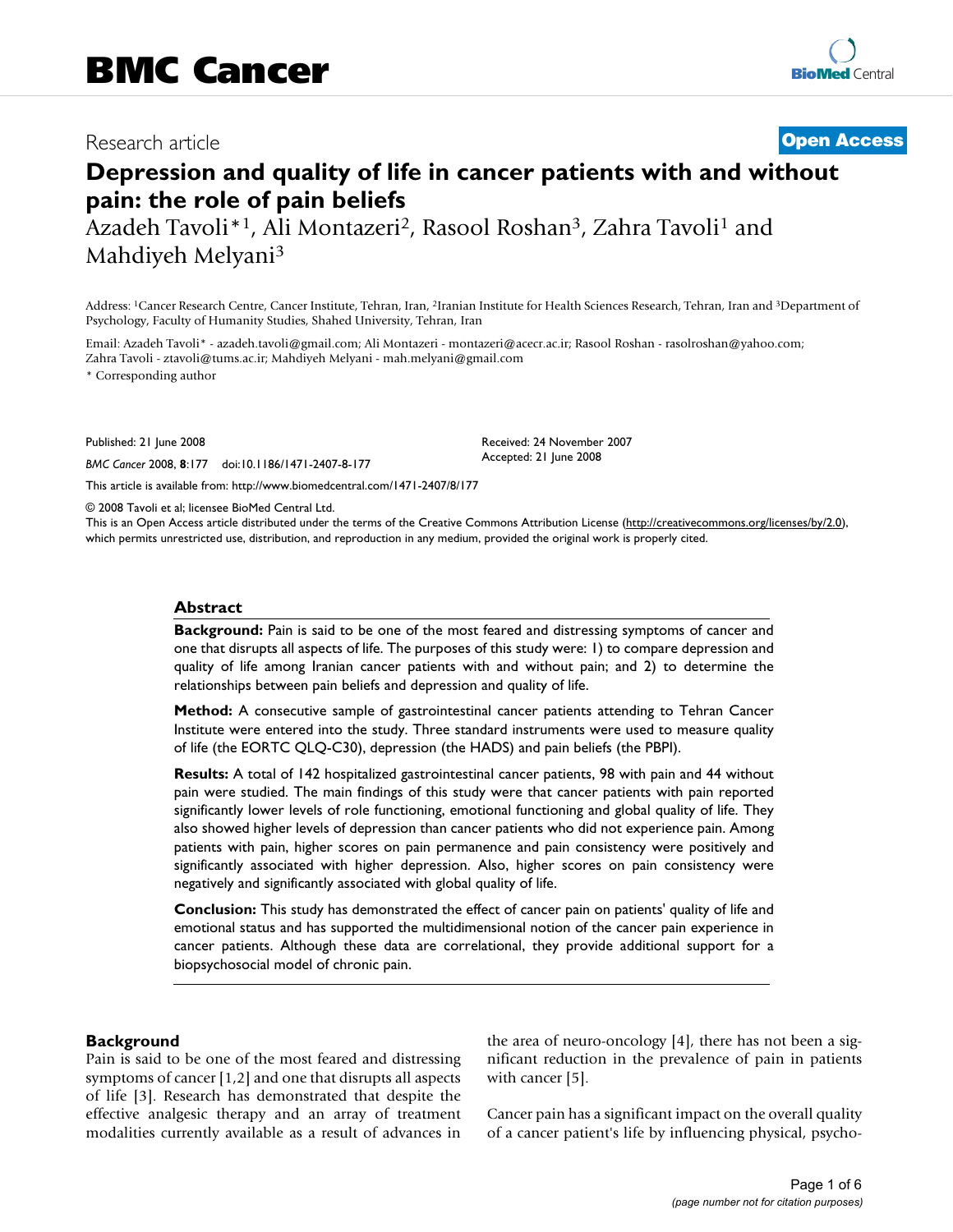BMC Cancer

Research article

**Open Access**

# Depression and quality of life in cancer patients with and without pain: the role of pain beliefs

Azadeh Tavoli*[1], Ali Montazeri[2], Rasool Roshan[3], Zahra Tavoli[1] and Mahdiyeh Melyani[3]

Address: [1]Cancer Research Centre, Cancer Institute, Tehran, Iran, [2]Iranian Institute for Health Sciences Research, Tehran, Iran and [3]Department of Psychology, Faculty of Humanity Studies, Shahed University, Tehran, Iran

Email: Azadeh Tavoli* - azadeh.tavoli@gmail.com; Ali Montazeri - montazeri@acecr.ac.ir; Rasool Roshan - rasolroshan@yahoo.com; Zahra Tavoli - ztavoli@tums.ac.ir; Mahdiyeh Melyani - mah.melyani@gmail.com

* Corresponding author

Published: 21 June 2008

*BMC Cancer* 2008, **8**:177 doi:10.1186/1471-2407-8-177

Received: 24 November 2007

Accepted: 21 June 2008

This article is available from: http://www.biomedcentral.com/1471-2407/8/177

© 2008 Tavoli et al; licensee BioMed Central Ltd.

This is an Open Access article distributed under the terms of the Creative Commons Attribution License (http://creativecommons.org/licenses/by/2.0), which permits unrestricted use, distribution, and reproduction in any medium, provided the original work is properly cited.

## Abstract

**Background:** Pain is said to be one of the most feared and distressing symptoms of cancer and one that disrupts all aspects of life. The purposes of this study were: 1) to compare depression and quality of life among Iranian cancer patients with and without pain; and 2) to determine the relationships between pain beliefs and depression and quality of life.

**Method:** A consecutive sample of gastrointestinal cancer patients attending to Tehran Cancer Institute were entered into the study. Three standard instruments were used to measure quality of life (the EORTC QLQ-C30), depression (the HADS) and pain beliefs (the PBPI).

**Results:** A total of 142 hospitalized gastrointestinal cancer patients, 98 with pain and 44 without pain were studied. The main findings of this study were that cancer patients with pain reported significantly lower levels of role functioning, emotional functioning and global quality of life. They also showed higher levels of depression than cancer patients who did not experience pain. Among patients with pain, higher scores on pain permanence and pain consistency were positively and significantly associated with higher depression. Also, higher scores on pain consistency were negatively and significantly associated with global quality of life.

**Conclusion:** This study has demonstrated the effect of cancer pain on patients' quality of life and emotional status and has supported the multidimensional notion of the cancer pain experience in cancer patients. Although these data are correlational, they provide additional support for a biopsychosocial model of chronic pain.

## Background

Pain is said to be one of the most feared and distressing symptoms of cancer [1,2] and one that disrupts all aspects of life [3]. Research has demonstrated that despite the effective analgesic therapy and an array of treatment modalities currently available as a result of advances in the area of neuro-oncology [4], there has not been a significant reduction in the prevalence of pain in patients with cancer [5].

Cancer pain has a significant impact on the overall quality of a cancer patient's life by influencing physical, psycho-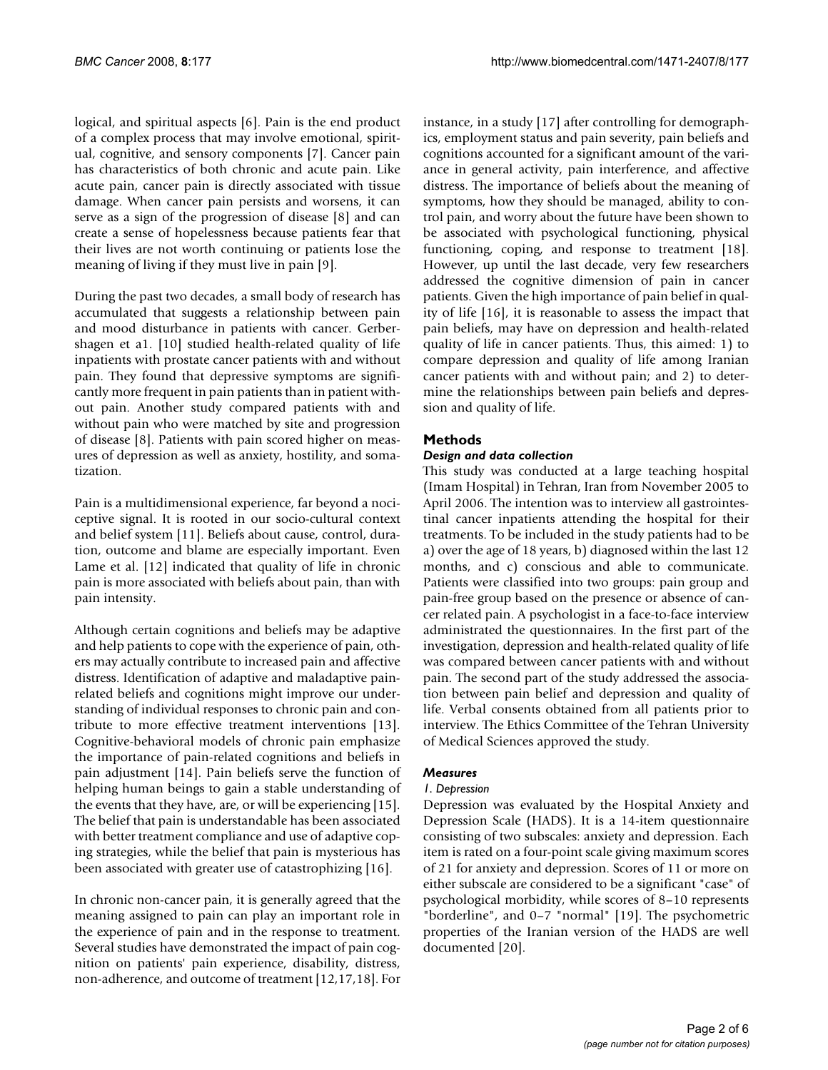logical, and spiritual aspects [6]. Pain is the end product of a complex process that may involve emotional, spiritual, cognitive, and sensory components [7]. Cancer pain has characteristics of both chronic and acute pain. Like acute pain, cancer pain is directly associated with tissue damage. When cancer pain persists and worsens, it can serve as a sign of the progression of disease [8] and can create a sense of hopelessness because patients fear that their lives are not worth continuing or patients lose the meaning of living if they must live in pain [9].

During the past two decades, a small body of research has accumulated that suggests a relationship between pain and mood disturbance in patients with cancer. Gerbershagen et a1. [10] studied health-related quality of life inpatients with prostate cancer patients with and without pain. They found that depressive symptoms are significantly more frequent in pain patients than in patient without pain. Another study compared patients with and without pain who were matched by site and progression of disease [8]. Patients with pain scored higher on measures of depression as well as anxiety, hostility, and somatization.

Pain is a multidimensional experience, far beyond a nociceptive signal. It is rooted in our socio-cultural context and belief system [11]. Beliefs about cause, control, duration, outcome and blame are especially important. Even Lame et al. [12] indicated that quality of life in chronic pain is more associated with beliefs about pain, than with pain intensity.

Although certain cognitions and beliefs may be adaptive and help patients to cope with the experience of pain, others may actually contribute to increased pain and affective distress. Identification of adaptive and maladaptive pain-related beliefs and cognitions might improve our understanding of individual responses to chronic pain and contribute to more effective treatment interventions [13]. Cognitive-behavioral models of chronic pain emphasize the importance of pain-related cognitions and beliefs in pain adjustment [14]. Pain beliefs serve the function of helping human beings to gain a stable understanding of the events that they have, are, or will be experiencing [15]. The belief that pain is understandable has been associated with better treatment compliance and use of adaptive coping strategies, while the belief that pain is mysterious has been associated with greater use of catastrophizing [16].

In chronic non-cancer pain, it is generally agreed that the meaning assigned to pain can play an important role in the experience of pain and in the response to treatment. Several studies have demonstrated the impact of pain cognition on patients' pain experience, disability, distress, non-adherence, and outcome of treatment [12,17,18]. For instance, in a study [17] after controlling for demographics, employment status and pain severity, pain beliefs and cognitions accounted for a significant amount of the variance in general activity, pain interference, and affective distress. The importance of beliefs about the meaning of symptoms, how they should be managed, ability to control pain, and worry about the future have been shown to be associated with psychological functioning, physical functioning, coping, and response to treatment [18]. However, up until the last decade, very few researchers addressed the cognitive dimension of pain in cancer patients. Given the high importance of pain belief in quality of life [16], it is reasonable to assess the impact that pain beliefs, may have on depression and health-related quality of life in cancer patients. Thus, this aimed: 1) to compare depression and quality of life among Iranian cancer patients with and without pain; and 2) to determine the relationships between pain beliefs and depression and quality of life.

## Methods

### *Design and data collection*

This study was conducted at a large teaching hospital (Imam Hospital) in Tehran, Iran from November 2005 to April 2006. The intention was to interview all gastrointestinal cancer inpatients attending the hospital for their treatments. To be included in the study patients had to be a) over the age of 18 years, b) diagnosed within the last 12 months, and c) conscious and able to communicate. Patients were classified into two groups: pain group and pain-free group based on the presence or absence of cancer related pain. A psychologist in a face-to-face interview administrated the questionnaires. In the first part of the investigation, depression and health-related quality of life was compared between cancer patients with and without pain. The second part of the study addressed the association between pain belief and depression and quality of life. Verbal consents obtained from all patients prior to interview. The Ethics Committee of the Tehran University of Medical Sciences approved the study.

### *Measures*

#### *1. Depression*

Depression was evaluated by the Hospital Anxiety and Depression Scale (HADS). It is a 14-item questionnaire consisting of two subscales: anxiety and depression. Each item is rated on a four-point scale giving maximum scores of 21 for anxiety and depression. Scores of 11 or more on either subscale are considered to be a significant "case" of psychological morbidity, while scores of 8–10 represents "borderline", and 0–7 "normal" [19]. The psychometric properties of the Iranian version of the HADS are well documented [20].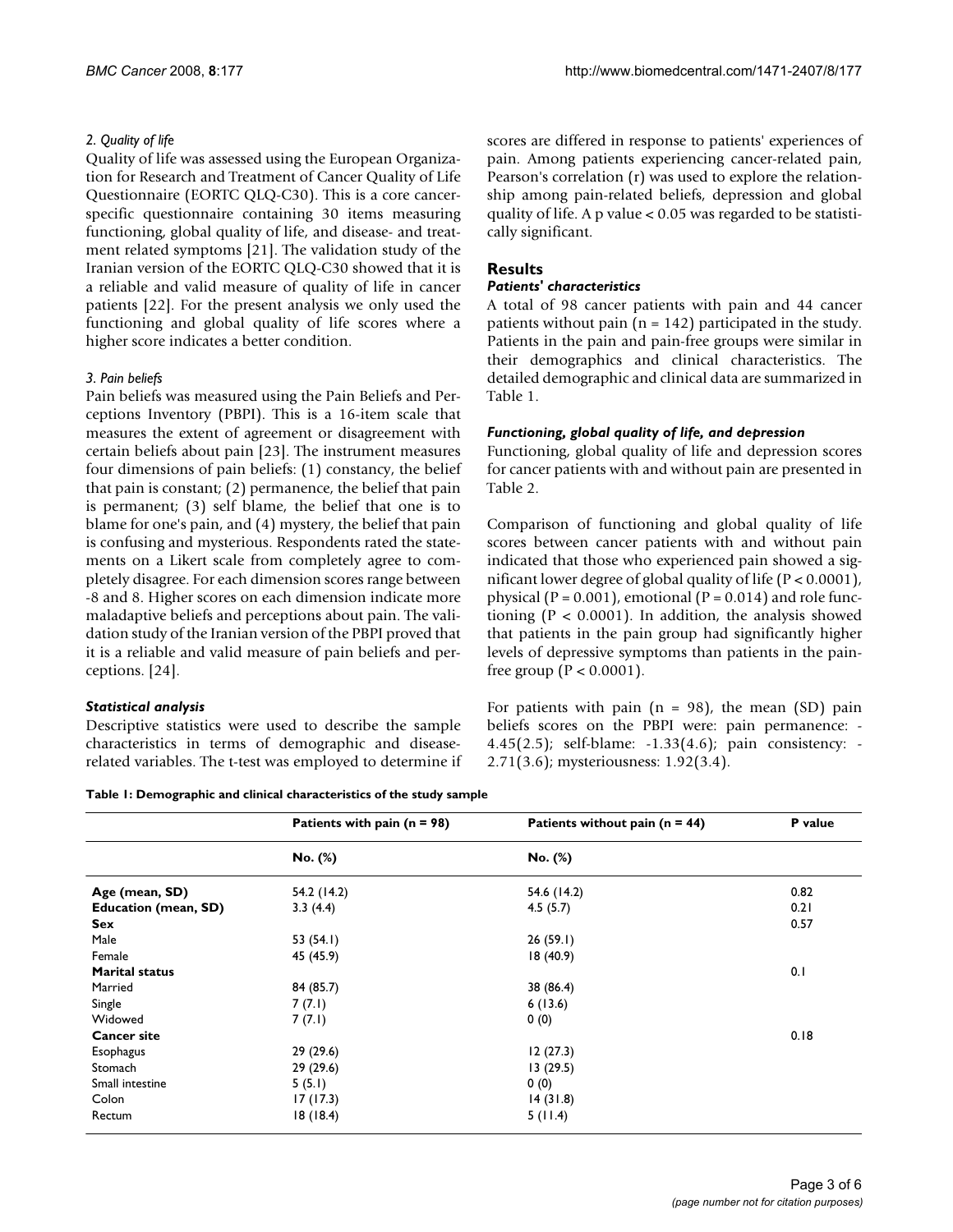#### *2. Quality of life*

Quality of life was assessed using the European Organization for Research and Treatment of Cancer Quality of Life Questionnaire (EORTC QLQ-C30). This is a core cancer-specific questionnaire containing 30 items measuring functioning, global quality of life, and disease- and treatment related symptoms [21]. The validation study of the Iranian version of the EORTC QLQ-C30 showed that it is a reliable and valid measure of quality of life in cancer patients [22]. For the present analysis we only used the functioning and global quality of life scores where a higher score indicates a better condition.

#### *3. Pain beliefs*

Pain beliefs was measured using the Pain Beliefs and Perceptions Inventory (PBPI). This is a 16-item scale that measures the extent of agreement or disagreement with certain beliefs about pain [23]. The instrument measures four dimensions of pain beliefs: (1) constancy, the belief that pain is constant; (2) permanence, the belief that pain is permanent; (3) self blame, the belief that one is to blame for one's pain, and (4) mystery, the belief that pain is confusing and mysterious. Respondents rated the statements on a Likert scale from completely agree to completely disagree. For each dimension scores range between -8 and 8. Higher scores on each dimension indicate more maladaptive beliefs and perceptions about pain. The validation study of the Iranian version of the PBPI proved that it is a reliable and valid measure of pain beliefs and perceptions. [24].

### *Statistical analysis*

Descriptive statistics were used to describe the sample characteristics in terms of demographic and disease-related variables. The t-test was employed to determine if scores are differed in response to patients' experiences of pain. Among patients experiencing cancer-related pain, Pearson's correlation (r) was used to explore the relationship among pain-related beliefs, depression and global quality of life. A p value < 0.05 was regarded to be statistically significant.

## Results

### *Patients' characteristics*

A total of 98 cancer patients with pain and 44 cancer patients without pain (n = 142) participated in the study. Patients in the pain and pain-free groups were similar in their demographics and clinical characteristics. The detailed demographic and clinical data are summarized in Table 1.

### *Functioning, global quality of life, and depression*

Functioning, global quality of life and depression scores for cancer patients with and without pain are presented in Table 2.

Comparison of functioning and global quality of life scores between cancer patients with and without pain indicated that those who experienced pain showed a significant lower degree of global quality of life (P < 0.0001), physical (P = 0.001), emotional (P = 0.014) and role functioning (P < 0.0001). In addition, the analysis showed that patients in the pain group had significantly higher levels of depressive symptoms than patients in the pain-free group (P < 0.0001).

For patients with pain (n = 98), the mean (SD) pain beliefs scores on the PBPI were: pain permanence: -4.45(2.5); self-blame: -1.33(4.6); pain consistency: -2.71(3.6); mysteriousness: 1.92(3.4).

**Table 1: Demographic and clinical characteristics of the study sample**

| | Patients with pain (n = 98) | Patients without pain (n = 44) | P value |
|---|---|---|---|
| | No. (%) | No. (%) | |
| **Age (mean, SD)** | 54.2 (14.2) | 54.6 (14.2) | 0.82 |
| **Education (mean, SD)** | 3.3 (4.4) | 4.5 (5.7) | 0.21 |
| **Sex** | | | 0.57 |
| Male | 53 (54.1) | 26 (59.1) | |
| Female | 45 (45.9) | 18 (40.9) | |
| **Marital status** | | | 0.1 |
| Married | 84 (85.7) | 38 (86.4) | |
| Single | 7 (7.1) | 6 (13.6) | |
| Widowed | 7 (7.1) | 0 (0) | |
| **Cancer site** | | | 0.18 |
| Esophagus | 29 (29.6) | 12 (27.3) | |
| Stomach | 29 (29.6) | 13 (29.5) | |
| Small intestine | 5 (5.1) | 0 (0) | |
| Colon | 17 (17.3) | 14 (31.8) | |
| Rectum | 18 (18.4) | 5 (11.4) | |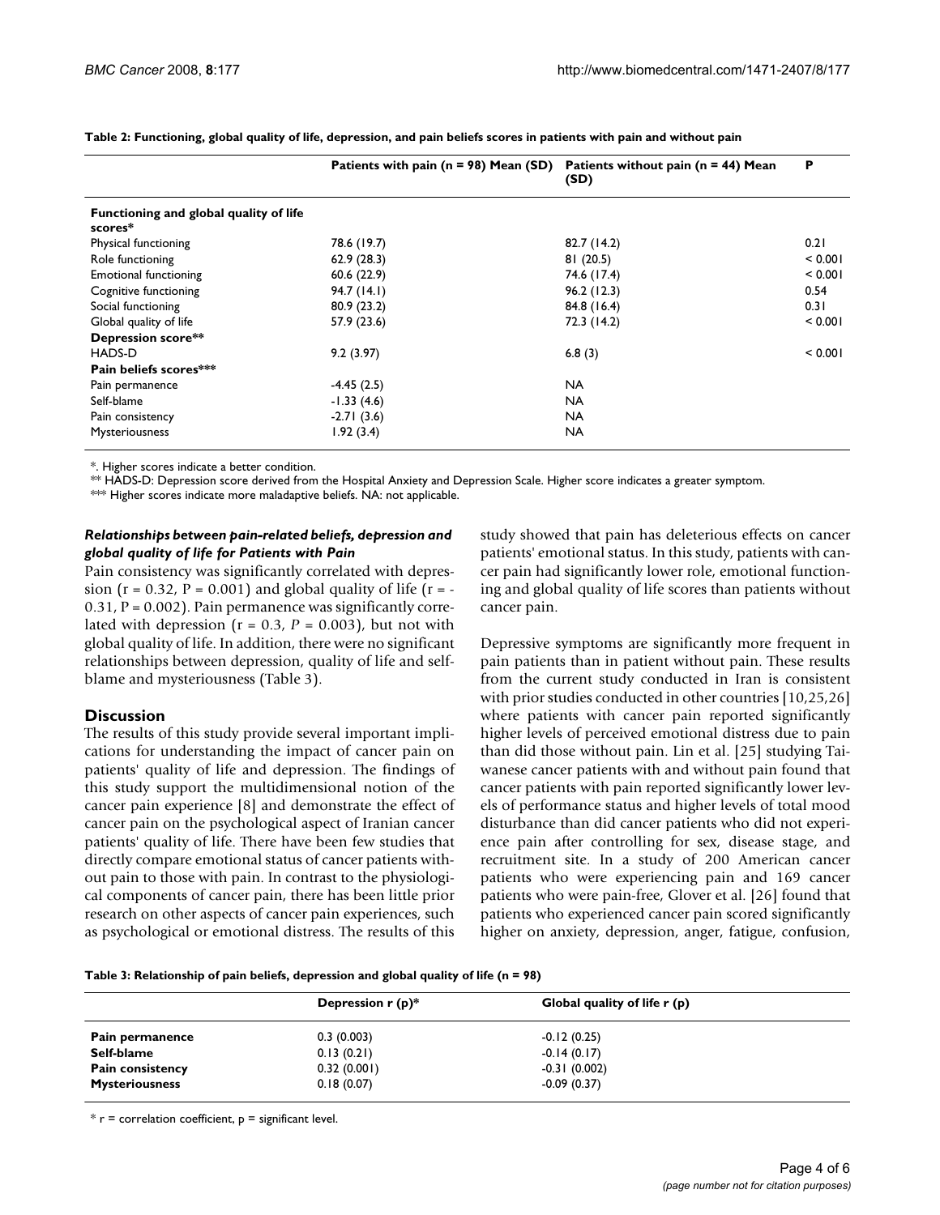**Table 2: Functioning, global quality of life, depression, and pain beliefs scores in patients with pain and without pain**

| | Patients with pain (n = 98) Mean (SD) | Patients without pain (n = 44) Mean (SD) | P |
|---|---|---|---|
| **Functioning and global quality of life scores*** | | | |
| Physical functioning | 78.6 (19.7) | 82.7 (14.2) | 0.21 |
| Role functioning | 62.9 (28.3) | 81 (20.5) | < 0.001 |
| Emotional functioning | 60.6 (22.9) | 74.6 (17.4) | < 0.001 |
| Cognitive functioning | 94.7 (14.1) | 96.2 (12.3) | 0.54 |
| Social functioning | 80.9 (23.2) | 84.8 (16.4) | 0.31 |
| Global quality of life | 57.9 (23.6) | 72.3 (14.2) | < 0.001 |
| **Depression score**** | | | |
| HADS-D | 9.2 (3.97) | 6.8 (3) | < 0.001 |
| **Pain beliefs scores***** | | | |
| Pain permanence | -4.45 (2.5) | NA | |
| Self-blame | -1.33 (4.6) | NA | |
| Pain consistency | -2.71 (3.6) | NA | |
| Mysteriousness | 1.92 (3.4) | NA | |

*. Higher scores indicate a better condition.
** HADS-D: Depression score derived from the Hospital Anxiety and Depression Scale. Higher score indicates a greater symptom.
*** Higher scores indicate more maladaptive beliefs. NA: not applicable.

### *Relationships between pain-related beliefs, depression and global quality of life for Patients with Pain*

Pain consistency was significantly correlated with depression ($r = 0.32$, $P = 0.001$) and global quality of life ($r = -0.31$, $P = 0.002$). Pain permanence was significantly correlated with depression ($r = 0.3$, $P = 0.003$), but not with global quality of life. In addition, there were no significant relationships between depression, quality of life and self-blame and mysteriousness (Table 3).

## Discussion

The results of this study provide several important implications for understanding the impact of cancer pain on patients' quality of life and depression. The findings of this study support the multidimensional notion of the cancer pain experience [8] and demonstrate the effect of cancer pain on the psychological aspect of Iranian cancer patients' quality of life. There have been few studies that directly compare emotional status of cancer patients without pain to those with pain. In contrast to the physiological components of cancer pain, there has been little prior research on other aspects of cancer pain experiences, such as psychological or emotional distress. The results of this study showed that pain has deleterious effects on cancer patients' emotional status. In this study, patients with cancer pain had significantly lower role, emotional functioning and global quality of life scores than patients without cancer pain.

Depressive symptoms are significantly more frequent in pain patients than in patient without pain. These results from the current study conducted in Iran is consistent with prior studies conducted in other countries [10,25,26] where patients with cancer pain reported significantly higher levels of perceived emotional distress due to pain than did those without pain. Lin et al. [25] studying Taiwanese cancer patients with and without pain found that cancer patients with pain reported significantly lower levels of performance status and higher levels of total mood disturbance than did cancer patients who did not experience pain after controlling for sex, disease stage, and recruitment site. In a study of 200 American cancer patients who were experiencing pain and 169 cancer patients who were pain-free, Glover et al. [26] found that patients who experienced cancer pain scored significantly higher on anxiety, depression, anger, fatigue, confusion,

**Table 3: Relationship of pain beliefs, depression and global quality of life (n = 98)**

| | Depression r (p)* | Global quality of life r (p) |
|---|---|---|
| **Pain permanence** | 0.3 (0.003) | -0.12 (0.25) |
| **Self-blame** | 0.13 (0.21) | -0.14 (0.17) |
| **Pain consistency** | 0.32 (0.001) | -0.31 (0.002) |
| **Mysteriousness** | 0.18 (0.07) | -0.09 (0.37) |

* r = correlation coefficient, p = significant level.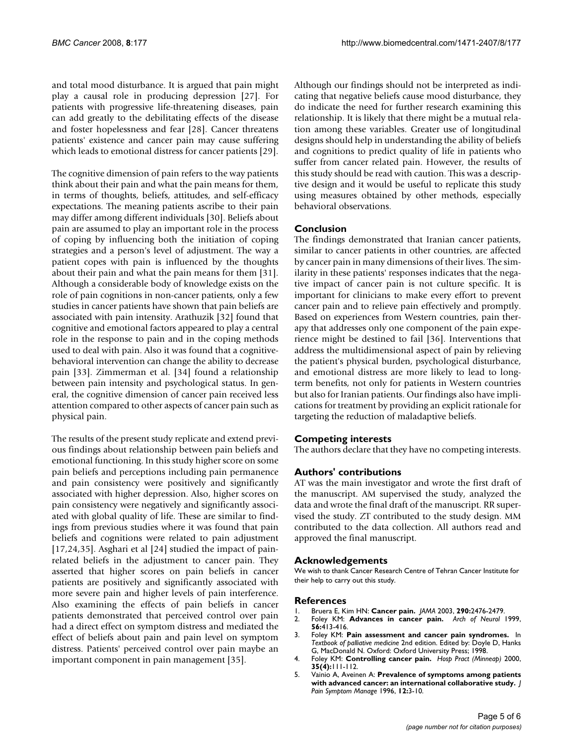and total mood disturbance. It is argued that pain might play a causal role in producing depression [27]. For patients with progressive life-threatening diseases, pain can add greatly to the debilitating effects of the disease and foster hopelessness and fear [28]. Cancer threatens patients' existence and cancer pain may cause suffering which leads to emotional distress for cancer patients [29].

The cognitive dimension of pain refers to the way patients think about their pain and what the pain means for them, in terms of thoughts, beliefs, attitudes, and self-efficacy expectations. The meaning patients ascribe to their pain may differ among different individuals [30]. Beliefs about pain are assumed to play an important role in the process of coping by influencing both the initiation of coping strategies and a person's level of adjustment. The way a patient copes with pain is influenced by the thoughts about their pain and what the pain means for them [31]. Although a considerable body of knowledge exists on the role of pain cognitions in non-cancer patients, only a few studies in cancer patients have shown that pain beliefs are associated with pain intensity. Arathuzik [32] found that cognitive and emotional factors appeared to play a central role in the response to pain and in the coping methods used to deal with pain. Also it was found that a cognitive-behavioral intervention can change the ability to decrease pain [33]. Zimmerman et al. [34] found a relationship between pain intensity and psychological status. In general, the cognitive dimension of cancer pain received less attention compared to other aspects of cancer pain such as physical pain.

The results of the present study replicate and extend previous findings about relationship between pain beliefs and emotional functioning. In this study higher score on some pain beliefs and perceptions including pain permanence and pain consistency were positively and significantly associated with higher depression. Also, higher scores on pain consistency were negatively and significantly associated with global quality of life. These are similar to findings from previous studies where it was found that pain beliefs and cognitions were related to pain adjustment [17,24,35]. Asghari et al [24] studied the impact of pain-related beliefs in the adjustment to cancer pain. They asserted that higher scores on pain beliefs in cancer patients are positively and significantly associated with more severe pain and higher levels of pain interference. Also examining the effects of pain beliefs in cancer patients demonstrated that perceived control over pain had a direct effect on symptom distress and mediated the effect of beliefs about pain and pain level on symptom distress. Patients' perceived control over pain maybe an important component in pain management [35].

Although our findings should not be interpreted as indicating that negative beliefs cause mood disturbance, they do indicate the need for further research examining this relationship. It is likely that there might be a mutual relation among these variables. Greater use of longitudinal designs should help in understanding the ability of beliefs and cognitions to predict quality of life in patients who suffer from cancer related pain. However, the results of this study should be read with caution. This was a descriptive design and it would be useful to replicate this study using measures obtained by other methods, especially behavioral observations.

## Conclusion

The findings demonstrated that Iranian cancer patients, similar to cancer patients in other countries, are affected by cancer pain in many dimensions of their lives. The similarity in these patients' responses indicates that the negative impact of cancer pain is not culture specific. It is important for clinicians to make every effort to prevent cancer pain and to relieve pain effectively and promptly. Based on experiences from Western countries, pain therapy that addresses only one component of the pain experience might be destined to fail [36]. Interventions that address the multidimensional aspect of pain by relieving the patient's physical burden, psychological disturbance, and emotional distress are more likely to lead to long-term benefits, not only for patients in Western countries but also for Iranian patients. Our findings also have implications for treatment by providing an explicit rationale for targeting the reduction of maladaptive beliefs.

## Competing interests

The authors declare that they have no competing interests.

## Authors' contributions

AT was the main investigator and wrote the first draft of the manuscript. AM supervised the study, analyzed the data and wrote the final draft of the manuscript. RR supervised the study. ZT contributed to the study design. MM contributed to the data collection. All authors read and approved the final manuscript.

## Acknowledgements

We wish to thank Cancer Research Centre of Tehran Cancer Institute for their help to carry out this study.

## References

1. Bruera E, Kim HN: **Cancer pain.** *JAMA* 2003, **290:**2476-2479.
2. Foley KM: **Advances in cancer pain.** *Arch of Neurol* 1999, **56:**413-416.
3. Foley KM: **Pain assessment and cancer pain syndromes.** In *Textbook of palliative medicine* 2nd edition. Edited by: Doyle D, Hanks G, MacDonald N. Oxford: Oxford University Press; 1998.
4. Foley KM: **Controlling cancer pain.** *Hosp Pract (Minneap)* 2000, **35(4):**111-112.
5. Vainio A, Aveinen A: **Prevalence of symptoms among patients with advanced cancer: an international collaborative study.** *J Pain Symptom Manage* 1996, **12:**3-10.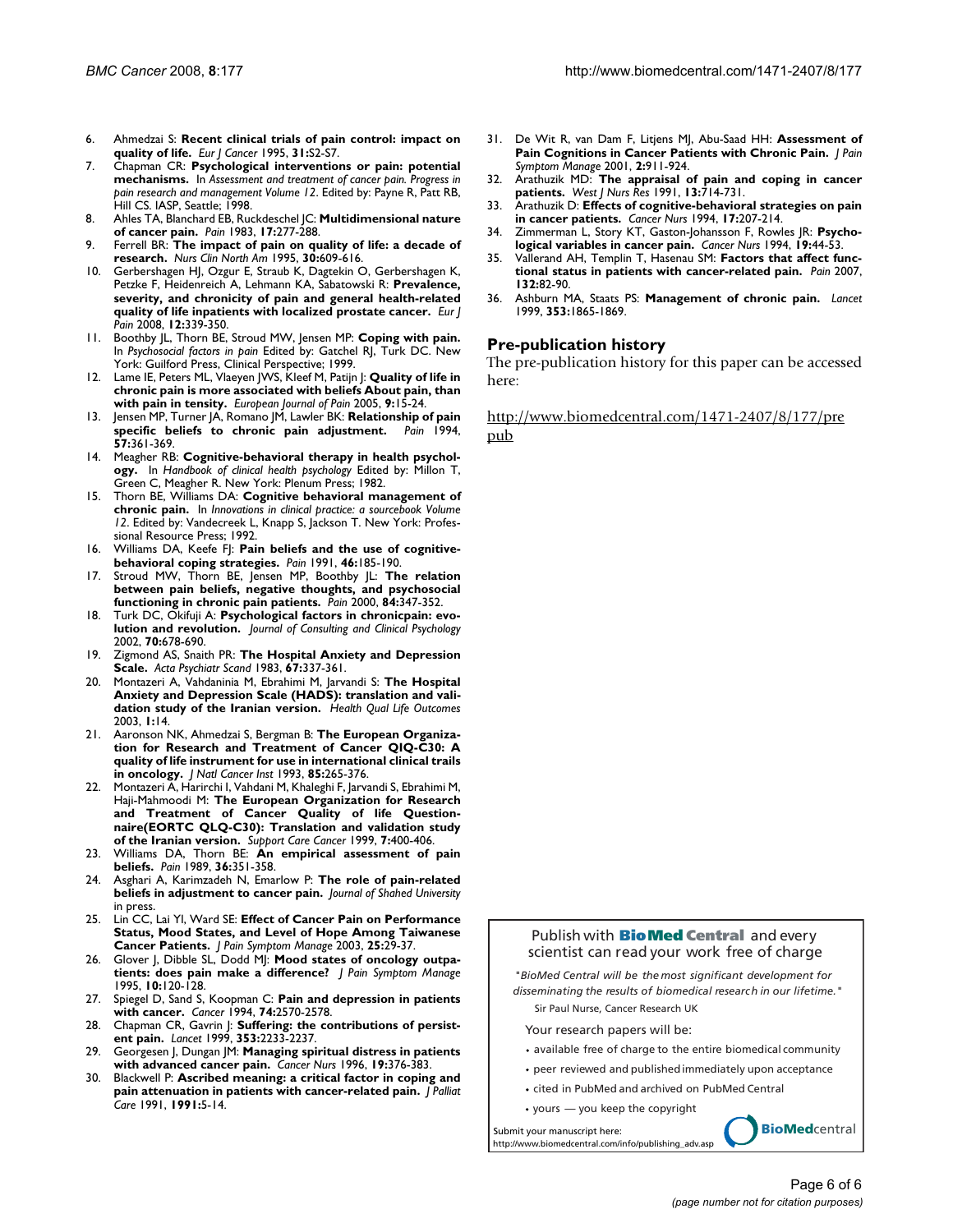6. Ahmedzai S: **Recent clinical trials of pain control: impact on quality of life.** *Eur J Cancer* 1995, **31:**S2-S7.
7. Chapman CR: **Psychological interventions or pain: potential mechanisms.** In *Assessment and treatment of cancer pain. Progress in pain research and management Volume 12*. Edited by: Payne R, Patt RB, Hill CS. IASP, Seattle; 1998.
8. Ahles TA, Blanchard EB, Ruckdeschel JC: **Multidimensional nature of cancer pain.** *Pain* 1983, **17:**277-288.
9. Ferrell BR: **The impact of pain on quality of life: a decade of research.** *Nurs Clin North Am* 1995, **30:**609-616.
10. Gerbershagen HJ, Ozgur E, Straub K, Dagtekin O, Gerbershagen K, Petzke F, Heidenreich A, Lehmann KA, Sabatowski R: **Prevalence, severity, and chronicity of pain and general health-related quality of life inpatients with localized prostate cancer.** *Eur J Pain* 2008, **12:**339-350.
11. Boothby JL, Thorn BE, Stroud MW, Jensen MP: **Coping with pain.** In *Psychosocial factors in pain* Edited by: Gatchel RJ, Turk DC. New York: Guilford Press, Clinical Perspective; 1999.
12. Lame IE, Peters ML, Vlaeyen JWS, Kleef M, Patijn J: **Quality of life in chronic pain is more associated with beliefs About pain, than with pain in tensity.** *European Journal of Pain* 2005, **9:**15-24.
13. Jensen MP, Turner JA, Romano JM, Lawler BK: **Relationship of pain specific beliefs to chronic pain adjustment.** *Pain* 1994, **57:**361-369.
14. Meagher RB: **Cognitive-behavioral therapy in health psychology.** In *Handbook of clinical health psychology* Edited by: Millon T, Green C, Meagher R. New York: Plenum Press; 1982.
15. Thorn BE, Williams DA: **Cognitive behavioral management of chronic pain.** In *Innovations in clinical practice: a sourcebook Volume 12*. Edited by: Vandecreek L, Knapp S, Jackson T. New York: Professional Resource Press; 1992.
16. Williams DA, Keefe FJ: **Pain beliefs and the use of cognitive-behavioral coping strategies.** *Pain* 1991, **46:**185-190.
17. Stroud MW, Thorn BE, Jensen MP, Boothby JL: **The relation between pain beliefs, negative thoughts, and psychosocial functioning in chronic pain patients.** *Pain* 2000, **84:**347-352.
18. Turk DC, Okifuji A: **Psychological factors in chronicpain: evolution and revolution.** *Journal of Consulting and Clinical Psychology* 2002, **70:**678-690.
19. Zigmond AS, Snaith PR: **The Hospital Anxiety and Depression Scale.** *Acta Psychiatr Scand* 1983, **67:**337-361.
20. Montazeri A, Vahdaninia M, Ebrahimi M, Jarvandi S: **The Hospital Anxiety and Depression Scale (HADS): translation and validation study of the Iranian version.** *Health Qual Life Outcomes* 2003, **1:**14.
21. Aaronson NK, Ahmedzai S, Bergman B: **The European Organization for Research and Treatment of Cancer QlQ-C30: A quality of life instrument for use in international clinical trails in oncology.** *J Natl Cancer Inst* 1993, **85:**265-376.
22. Montazeri A, Harirchi I, Vahdani M, Khaleghi F, Jarvandi S, Ebrahimi M, Haji-Mahmoodi M: **The European Organization for Research and Treatment of Cancer Quality of life Questionnaire(EORTC QLQ-C30): Translation and validation study of the Iranian version.** *Support Care Cancer* 1999, **7:**400-406.
23. Williams DA, Thorn BE: **An empirical assessment of pain beliefs.** *Pain* 1989, **36:**351-358.
24. Asghari A, Karimzadeh N, Emarlow P: **The role of pain-related beliefs in adjustment to cancer pain.** *Journal of Shahed University* in press.
25. Lin CC, Lai YI, Ward SE: **Effect of Cancer Pain on Performance Status, Mood States, and Level of Hope Among Taiwanese Cancer Patients.** *J Pain Symptom Manage* 2003, **25:**29-37.
26. Glover J, Dibble SL, Dodd MJ: **Mood states of oncology outpatients: does pain make a difference?** *J Pain Symptom Manage* 1995, **10:**120-128.
27. Spiegel D, Sand S, Koopman C: **Pain and depression in patients with cancer.** *Cancer* 1994, **74:**2570-2578.
28. Chapman CR, Gavrin J: **Suffering: the contributions of persistent pain.** *Lancet* 1999, **353:**2233-2237.
29. Georgesen J, Dungan JM: **Managing spiritual distress in patients with advanced cancer pain.** *Cancer Nurs* 1996, **19:**376-383.
30. Blackwell P: **Ascribed meaning: a critical factor in coping and pain attenuation in patients with cancer-related pain.** *J Palliat Care* 1991, **1991:**5-14.
31. De Wit R, van Dam F, Litjens MJ, Abu-Saad HH: **Assessment of Pain Cognitions in Cancer Patients with Chronic Pain.** *J Pain Symptom Manage* 2001, **2:**911-924.
32. Arathuzik MD: **The appraisal of pain and coping in cancer patients.** *West J Nurs Res* 1991, **13:**714-731.
33. Arathuzik D: **Effects of cognitive-behavioral strategies on pain in cancer patients.** *Cancer Nurs* 1994, **17:**207-214.
34. Zimmerman L, Story KT, Gaston-Johansson F, Rowles JR: **Psychological variables in cancer pain.** *Cancer Nurs* 1994, **19:**44-53.
35. Vallerand AH, Templin T, Hasenau SM: **Factors that affect functional status in patients with cancer-related pain.** *Pain* 2007, **132:**82-90.
36. Ashburn MA, Staats PS: **Management of chronic pain.** *Lancet* 1999, **353:**1865-1869.

## Pre-publication history

The pre-publication history for this paper can be accessed here:

http://www.biomedcentral.com/1471-2407/8/177/prepub

Publish with **BioMed Central** and every scientist can read your work free of charge

*"BioMed Central will be the most significant development for disseminating the results of biomedical research in our lifetime."*
Sir Paul Nurse, Cancer Research UK

Your research papers will be:

- available free of charge to the entire biomedical community
- peer reviewed and published immediately upon acceptance
- cited in PubMed and archived on PubMed Central
- yours — you keep the copyright

Submit your manuscript here:
http://www.biomedcentral.com/info/publishing_adv.asp

BioMedcentral